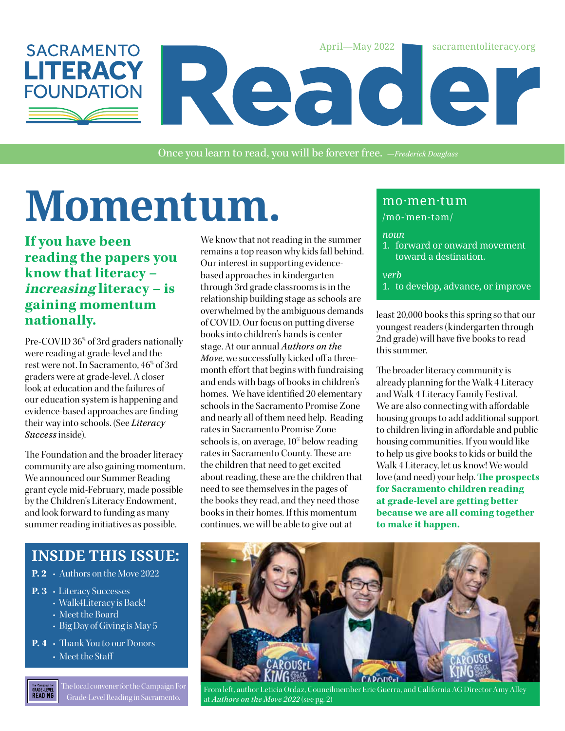# SACRAMENTO LITERACY FOUNDATION

# Reader

April—May 2022 sacramentoliteracy.org

Once you learn to read, you will be forever free. *—Frederick Douglass*

# Momentum.

**If you have been reading the papers you know that literacy – *increasing* literacy – is gaining momentum nationally.**

Pre-COVID 36% of 3rd graders nationally were reading at grade-level and the rest were not. In Sacramento, 46% of 3rd graders were at grade-level. A closer look at education and the failures of our education system is happening and evidence-based approaches are finding their way into schools. (See *Literacy Success* inside).

The Foundation and the broader literacy community are also gaining momentum. We announced our Summer Reading grant cycle mid-February, made possible by the Children's Literacy Endowment, and look forward to funding as many summer reading initiatives as possible.

We know that not reading in the summer remains a top reason why kids fall behind. Our interest in supporting evidence-based approaches in kindergarten through 3rd grade classrooms is in the relationship building stage as schools are overwhelmed by the ambiguous demands of COVID. Our focus on putting diverse books into children's hands is center stage. At our annual *Authors on the Move*, we successfully kicked off a three-month effort that begins with fundraising and ends with bags of books in children's homes. We have identified 20 elementary schools in the Sacramento Promise Zone and nearly all of them need help. Reading rates in Sacramento Promise Zone schools is, on average, 10% below reading rates in Sacramento County. These are the children that need to get excited about reading, these are the children that need to see themselves in the pages of the books they read, and they need those books in their homes. If this momentum continues, we will be able to give out at least 20,000 books this spring so that our youngest readers (kindergarten through 2nd grade) will have five books to read this summer.

The broader literacy community is already planning for the Walk 4 Literacy and Walk 4 Literacy Family Festival. We are also connecting with affordable housing groups to add additional support to children living in affordable and public housing communities. If you would like to help us give books to kids or build the Walk 4 Literacy, let us know! We would love (and need) your help. **The prospects for Sacramento children reading at grade-level are getting better because we are all coming together to make it happen.**

> **mo·men·tum**
> /mō-ˈmen-təm/
>
> *noun*
> 1. forward or onward movement toward a destination.
>
> *verb*
> 1. to develop, advance, or improve

## INSIDE THIS ISSUE:

- **P. 2** • Authors on the Move 2022
- **P. 3** • Literacy Successes
  - Walk4Literacy is Back!
  - Meet the Board
  - Big Day of Giving is May 5
- **P. 4** • Thank You to our Donors
  - Meet the Staff

The local convener for the Campaign For Grade-Level Reading in Sacramento.

From left, author Leticia Ordaz, Councilmember Eric Guerra, and California AG Director Amy Alley at *Authors on the Move 2022* (see pg. 2)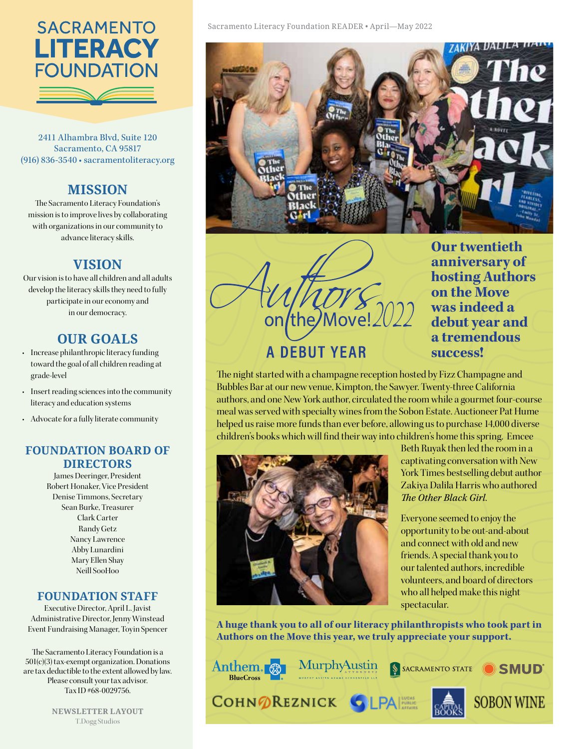# SACRAMENTO LITERACY FOUNDATION

2411 Alhambra Blvd, Suite 120
Sacramento, CA 95817
(916) 836-3540 • sacramentoliteracy.org

## MISSION

The Sacramento Literacy Foundation's mission is to improve lives by collaborating with organizations in our community to advance literacy skills.

## VISION

Our vision is to have all children and all adults develop the literacy skills they need to fully participate in our economy and in our democracy.

## OUR GOALS

- Increase philanthropic literacy funding toward the goal of all children reading at grade-level
- Insert reading sciences into the community literacy and education systems
- Advocate for a fully literate community

## FOUNDATION BOARD OF DIRECTORS

James Deeringer, President
Robert Honaker, Vice President
Denise Timmons, Secretary
Sean Burke, Treasurer
Clark Carter
Randy Getz
Nancy Lawrence
Abby Lunardini
Mary Ellen Shay
Neill SooHoo

## FOUNDATION STAFF

Executive Director, April L. Javist
Administrative Director, Jenny Winstead
Event Fundraising Manager, Toyin Spencer

The Sacramento Literacy Foundation is a 501(c)(3) tax-exempt organization. Donations are tax deductible to the extent allowed by law. Please consult your tax advisor. Tax ID #68-0029756.

**NEWSLETTER LAYOUT**
T.Dogg Studios

# Authors on the Move! 2022

## A DEBUT YEAR

**Our twentieth anniversary of hosting Authors on the Move was indeed a debut year and a tremendous success!**

The night started with a champagne reception hosted by Fizz Champagne and Bubbles Bar at our new venue, Kimpton, the Sawyer. Twenty-three California authors, and one New York author, circulated the room while a gourmet four-course meal was served with specialty wines from the Sobon Estate. Auctioneer Pat Hume helped us raise more funds than ever before, allowing us to purchase 14,000 diverse children's books which will find their way into children's home this spring. Emcee Beth Ruyak then led the room in a captivating conversation with New York Times bestselling debut author Zakiya Dalila Harris who authored *The Other Black Girl.*

Everyone seemed to enjoy the opportunity to be out-and-about and connect with old and new friends. A special thank you to our talented authors, incredible volunteers, and board of directors who all helped make this night spectacular.

**A huge thank you to all of our literacy philanthropists who took part in Authors on the Move this year, we truly appreciate your support.**

Anthem BlueCross • MurphyAustin • Sacramento State • SMUD • CohnReznick • LPA Lucas Public Affairs • Capital Books • Sobon Wine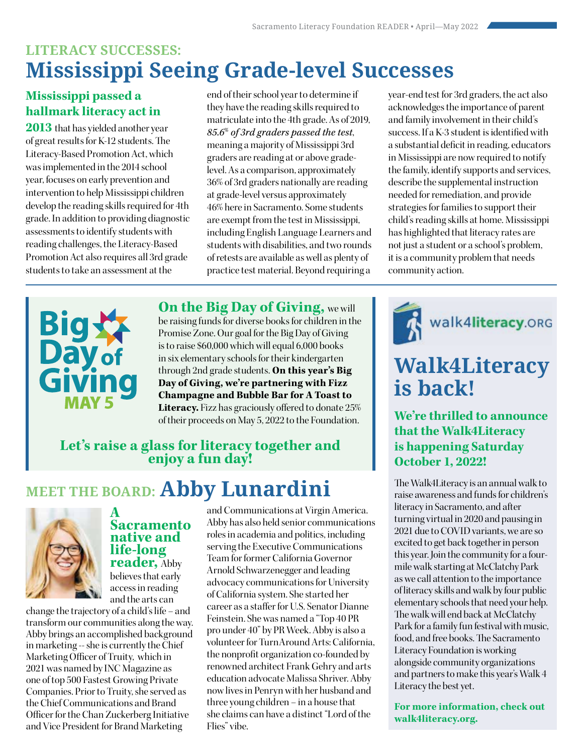LITERACY SUCCESSES:

# Mississippi Seeing Grade-level Successes

**Mississippi passed a hallmark literacy act in 2013** that has yielded another year of great results for K-12 students. The Literacy-Based Promotion Act, which was implemented in the 2014 school year, focuses on early prevention and intervention to help Mississippi children develop the reading skills required for 4th grade. In addition to providing diagnostic assessments to identify students with reading challenges, the Literacy-Based Promotion Act also requires all 3rd grade students to take an assessment at the end of their school year to determine if they have the reading skills required to matriculate into the 4th grade. As of 2019, *85.6% of 3rd graders passed the test*, meaning a majority of Mississippi 3rd graders are reading at or above grade-level. As a comparison, approximately 36% of 3rd graders nationally are reading at grade-level versus approximately 46% here in Sacramento. Some students are exempt from the test in Mississippi, including English Language Learners and students with disabilities, and two rounds of retests are available as well as plenty of practice test material. Beyond requiring a year-end test for 3rd graders, the act also acknowledges the importance of parent and family involvement in their child's success. If a K-3 student is identified with a substantial deficit in reading, educators in Mississippi are now required to notify the family, identify supports and services, describe the supplemental instruction needed for remediation, and provide strategies for families to support their child's reading skills at home. Mississippi has highlighted that literacy rates are not just a student or a school's problem, it is a community problem that needs community action.

Big Day of Giving MAY 5

**On the Big Day of Giving,** we will be raising funds for diverse books for children in the Promise Zone. Our goal for the Big Day of Giving is to raise $60,000 which will equal 6,000 books in six elementary schools for their kindergarten through 2nd grade students. **On this year's Big Day of Giving, we're partnering with Fizz Champagne and Bubble Bar for A Toast to Literacy.** Fizz has graciously offered to donate 25% of their proceeds on May 5, 2022 to the Foundation.

**Let's raise a glass for literacy together and enjoy a fun day!**

MEET THE BOARD: **Abby Lunardini**

**A Sacramento native and life-long reader,** Abby believes that early access in reading and the arts can change the trajectory of a child's life – and transform our communities along the way. Abby brings an accomplished background in marketing -- she is currently the Chief Marketing Officer of Truity, which in 2021 was named by INC Magazine as one of top 500 Fastest Growing Private Companies. Prior to Truity, she served as the Chief Communications and Brand Officer for the Chan Zuckerberg Initiative and Vice President for Brand Marketing and Communications at Virgin America. Abby has also held senior communications roles in academia and politics, including serving the Executive Communications Team for former California Governor Arnold Schwarzenegger and leading advocacy communications for University of California system. She started her career as a staffer for U.S. Senator Dianne Feinstein. She was named a "Top 40 PR pro under 40" by PR Week. Abby is also a volunteer for TurnAround Arts: California, the nonprofit organization co-founded by renowned architect Frank Gehry and arts education advocate Malissa Shriver. Abby now lives in Penryn with her husband and three young children – in a house that she claims can have a distinct "Lord of the Flies" vibe.

walk4literacy.ORG

# Walk4Literacy is back!

**We're thrilled to announce that the Walk4Literacy is happening Saturday October 1, 2022!**

The Walk4Literacy is an annual walk to raise awareness and funds for children's literacy in Sacramento, and after turning virtual in 2020 and pausing in 2021 due to COVID variants, we are so excited to get back together in person this year. Join the community for a four-mile walk starting at McClatchy Park as we call attention to the importance of literacy skills and walk by four public elementary schools that need your help. The walk will end back at McClatchy Park for a family fun festival with music, food, and free books. The Sacramento Literacy Foundation is working alongside community organizations and partners to make this year's Walk 4 Literacy the best yet.

**For more information, check out walk4literacy.org.**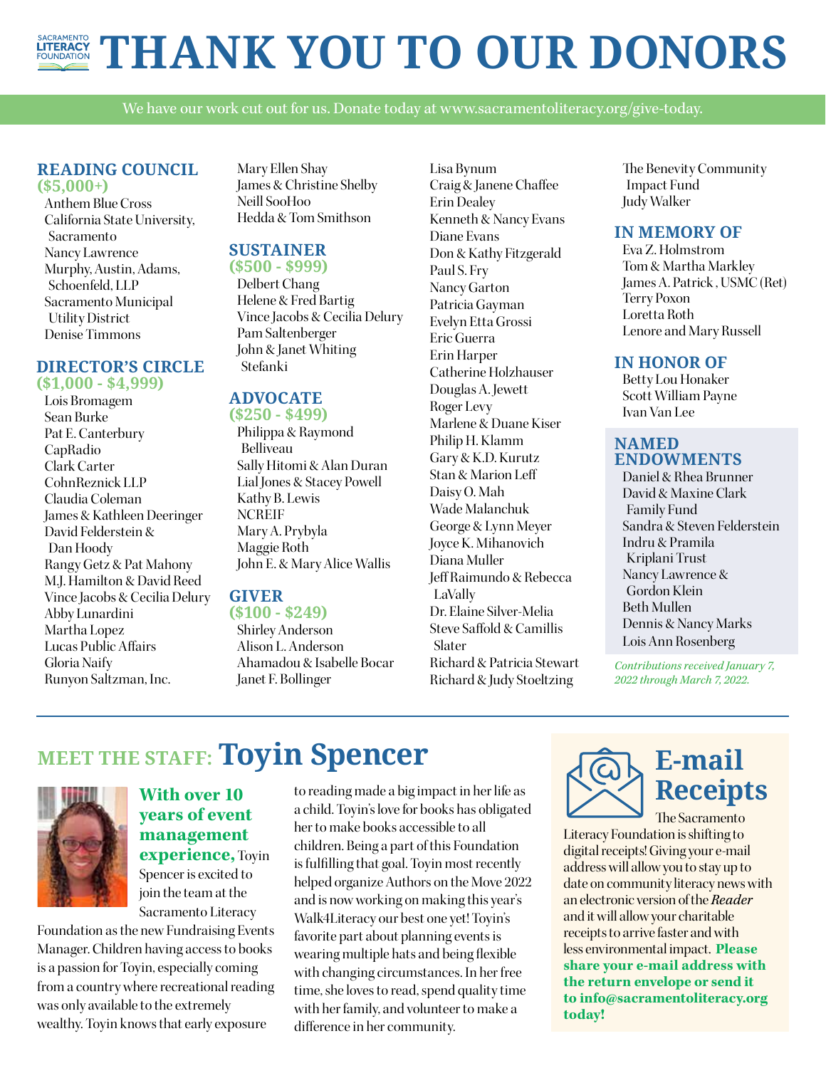# THANK YOU TO OUR DONORS

We have our work cut out for us. Donate today at www.sacramentoliteracy.org/give-today.

### READING COUNCIL
**($5,000+)**

Anthem Blue Cross
California State University, Sacramento
Nancy Lawrence
Murphy, Austin, Adams, Schoenfeld, LLP
Sacramento Municipal Utility District
Denise Timmons

### DIRECTOR'S CIRCLE
**($1,000 - $4,999)**

Lois Bromagem
Sean Burke
Pat E. Canterbury
CapRadio
Clark Carter
CohnReznick LLP
Claudia Coleman
James & Kathleen Deeringer
David Felderstein & Dan Hoody
Rangy Getz & Pat Mahony
M.J. Hamilton & David Reed
Vince Jacobs & Cecilia Delury
Abby Lunardini
Martha Lopez
Lucas Public Affairs
Gloria Naify
Runyon Saltzman, Inc.
Mary Ellen Shay
James & Christine Shelby
Neill SooHoo
Hedda & Tom Smithson

### SUSTAINER
**($500 - $999)**

Delbert Chang
Helene & Fred Bartig
Vince Jacobs & Cecilia Delury
Pam Saltenberger
John & Janet Whiting Stefanki

### ADVOCATE
**($250 - $499)**

Philippa & Raymond Belliveau
Sally Hitomi & Alan Duran
Lial Jones & Stacey Powell
Kathy B. Lewis
NCREIF
Mary A. Prybyla
Maggie Roth
John E. & Mary Alice Wallis

### GIVER
**($100 - $249)**

Shirley Anderson
Alison L. Anderson
Ahamadou & Isabelle Bocar
Janet F. Bollinger
Lisa Bynum
Craig & Janene Chaffee
Erin Dealey
Kenneth & Nancy Evans
Diane Evans
Don & Kathy Fitzgerald
Paul S. Fry
Nancy Garton
Patricia Gayman
Evelyn Etta Grossi
Eric Guerra
Erin Harper
Catherine Holzhauser
Douglas A. Jewett
Roger Levy
Marlene & Duane Kiser
Philip H. Klamm
Gary & K.D. Kurutz
Stan & Marion Leff
Daisy O. Mah
Wade Malanchuk
George & Lynn Meyer
Joyce K. Mihanovich
Diana Muller
Jeff Raimundo & Rebecca LaVally
Dr. Elaine Silver-Melia
Steve Saffold & Camillis Slater
Richard & Patricia Stewart
Richard & Judy Stoeltzing
The Benevity Community Impact Fund
Judy Walker

### IN MEMORY OF

Eva Z. Holmstrom
Tom & Martha Markley
James A. Patrick , USMC (Ret)
Terry Poxon
Loretta Roth
Lenore and Mary Russell

### IN HONOR OF

Betty Lou Honaker
Scott William Payne
Ivan Van Lee

### NAMED ENDOWMENTS

Daniel & Rhea Brunner
David & Maxine Clark Family Fund
Sandra & Steven Felderstein
Indru & Pramila Kriplani Trust
Nancy Lawrence & Gordon Klein
Beth Mullen
Dennis & Nancy Marks
Lois Ann Rosenberg

*Contributions received January 7, 2022 through March 7, 2022.*

## MEET THE STAFF: Toyin Spencer

**With over 10 years of event management experience,** Toyin Spencer is excited to join the team at the Sacramento Literacy Foundation as the new Fundraising Events Manager. Children having access to books is a passion for Toyin, especially coming from a country where recreational reading was only available to the extremely wealthy. Toyin knows that early exposure to reading made a big impact in her life as a child. Toyin's love for books has obligated her to make books accessible to all children. Being a part of this Foundation is fulfilling that goal. Toyin most recently helped organize Authors on the Move 2022 and is now working on making this year's Walk4Literacy our best one yet! Toyin's favorite part about planning events is wearing multiple hats and being flexible with changing circumstances. In her free time, she loves to read, spend quality time with her family, and volunteer to make a difference in her community.

## E-mail Receipts

The Sacramento Literacy Foundation is shifting to digital receipts! Giving your e-mail address will allow you to stay up to date on community literacy news with an electronic version of the *Reader* and it will allow your charitable receipts to arrive faster and with less environmental impact. **Please share your e-mail address with the return envelope or send it to info@sacramentoliteracy.org today!**